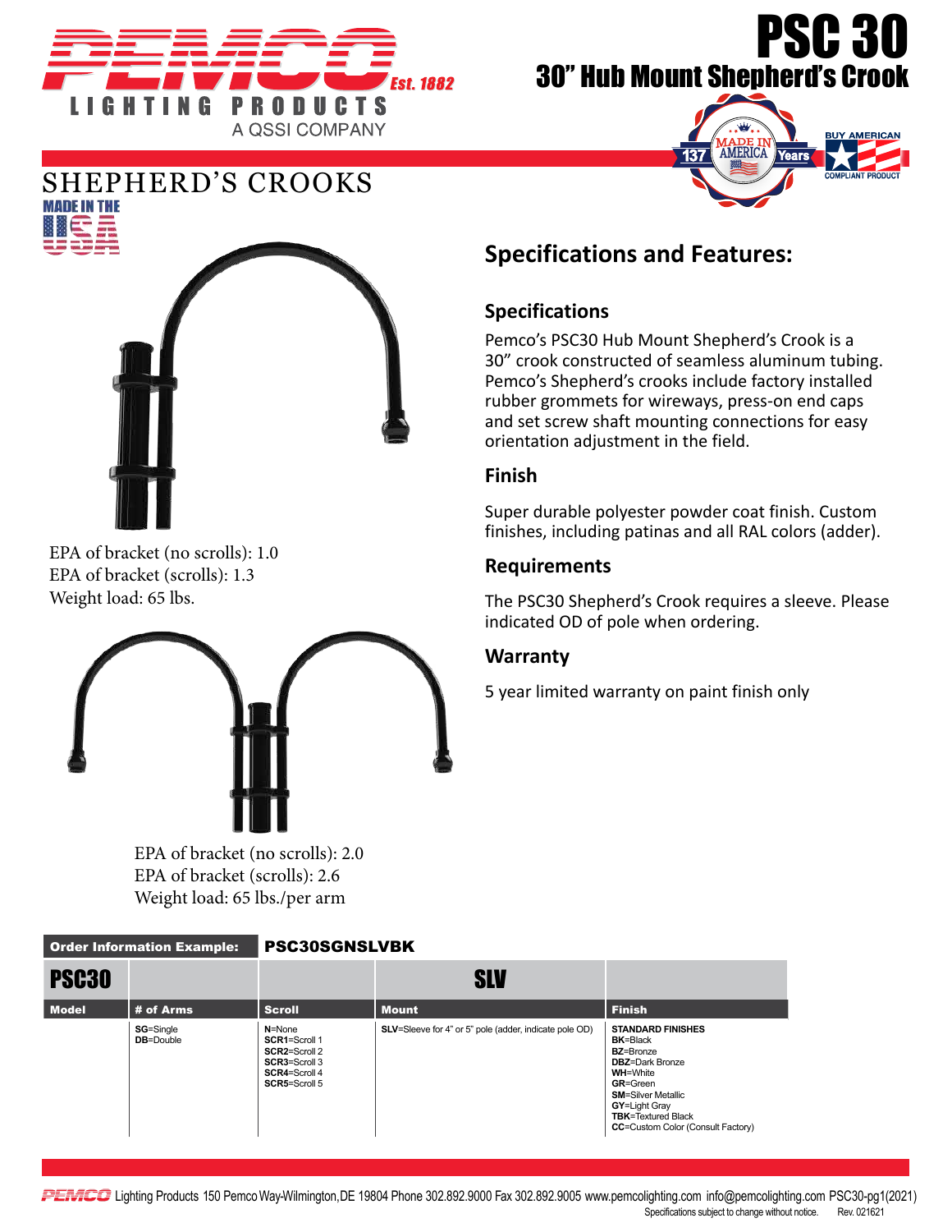PEMCO Est. 1882
LIGHTING PRODUCTS
A QSSI COMPANY

# PSC 30

## 30" Hub Mount Shepherd's Crook

MADE IN AMERICA 137 Years

BUY AMERICAN COMPLIANT PRODUCT

## SHEPHERD'S CROOKS

MADE IN THE USA

EPA of bracket (no scrolls): 1.0
EPA of bracket (scrolls): 1.3
Weight load: 65 lbs.

EPA of bracket (no scrolls): 2.0
EPA of bracket (scrolls): 2.6
Weight load: 65 lbs./per arm

## Specifications and Features:

### Specifications

Pemco's PSC30 Hub Mount Shepherd's Crook is a 30" crook constructed of seamless aluminum tubing. Pemco's Shepherd's crooks include factory installed rubber grommets for wireways, press-on end caps and set screw shaft mounting connections for easy orientation adjustment in the field.

### Finish

Super durable polyester powder coat finish. Custom finishes, including patinas and all RAL colors (adder).

### Requirements

The PSC30 Shepherd's Crook requires a sleeve. Please indicated OD of pole when ordering.

### Warranty

5 year limited warranty on paint finish only

**Order Information Example:** **PSC30SGNSLVBK**

| PSC30 | | | SLV | |
|---|---|---|---|---|
| **Model** | **# of Arms** | **Scroll** | **Mount** | **Finish** |
| | **SG**=Single<br>**DB**=Double | **N**=None<br>**SCR1**=Scroll 1<br>**SCR2**=Scroll 2<br>**SCR3**=Scroll 3<br>**SCR4**=Scroll 4<br>**SCR5**=Scroll 5 | **SLV**=Sleeve for 4" or 5" pole (adder, indicate pole OD) | **STANDARD FINISHES**<br>**BK**=Black<br>**BZ**=Bronze<br>**DBZ**=Dark Bronze<br>**WH**=White<br>**GR**=Green<br>**SM**=Silver Metallic<br>**GY**=Light Gray<br>**TBK**=Textured Black<br>**CC**=Custom Color (Consult Factory) |

PEMCO Lighting Products 150 Pemco Way-Wilmington, DE 19804 Phone 302.892.9000 Fax 302.892.9005 www.pemcolighting.com info@pemcolighting.com PSC30-pg1(2021)
Specifications subject to change without notice. Rev. 021621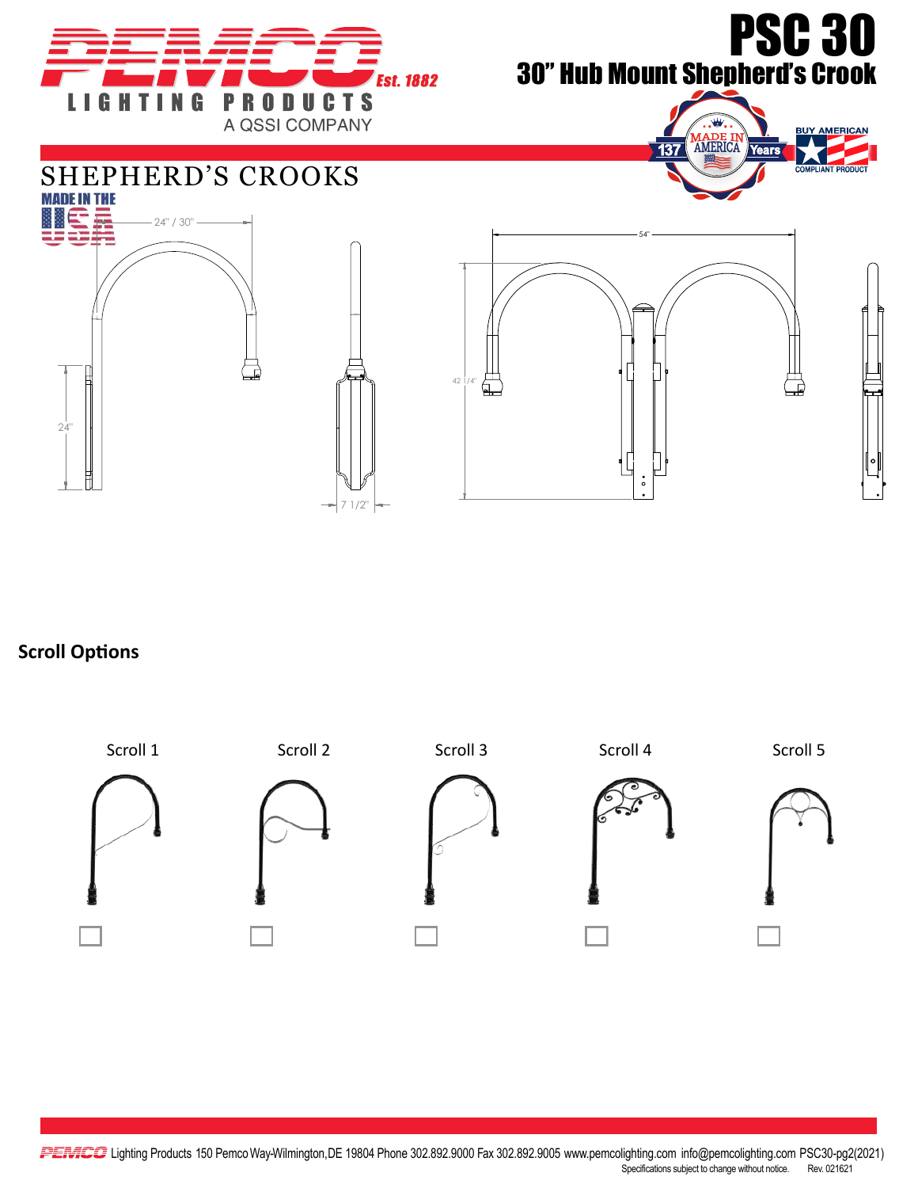# PSC 30

## 30" Hub Mount Shepherd's Crook

PEMCO Est. 1882
LIGHTING PRODUCTS
A QSSI COMPANY

137 Years MADE IN AMERICA

BUY AMERICAN COMPLIANT PRODUCT

## SHEPHERD'S CROOKS

MADE IN THE USA

24" / 30"

24"

7 1/2"

54"

42 1/4"

### Scroll Options

Scroll 1 ☐

Scroll 2 ☐

Scroll 3 ☐

Scroll 4 ☐

Scroll 5 ☐

PEMCO Lighting Products 150 Pemco Way-Wilmington,DE 19804 Phone 302.892.9000 Fax 302.892.9005 www.pemcolighting.com info@pemcolighting.com PSC30-pg2(2021)

Specifications subject to change without notice. Rev. 021621